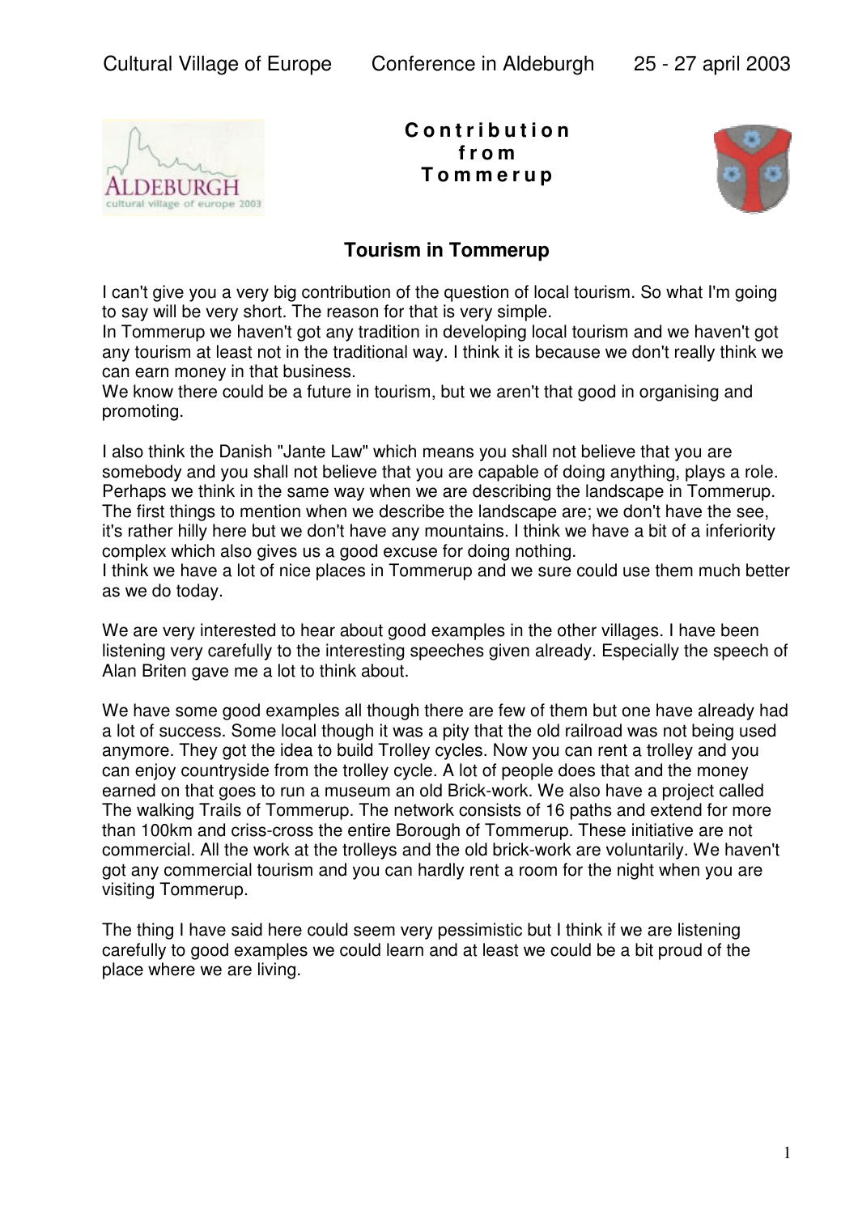Cultural Village of Europe Conference in Aldeburgh 25 - 27 april 2003

**Contribution from Tommerup**

## Tourism in Tommerup

I can't give you a very big contribution of the question of local tourism. So what I'm going to say will be very short. The reason for that is very simple.
In Tommerup we haven't got any tradition in developing local tourism and we haven't got any tourism at least not in the traditional way. I think it is because we don't really think we can earn money in that business.
We know there could be a future in tourism, but we aren't that good in organising and promoting.

I also think the Danish "Jante Law" which means you shall not believe that you are somebody and you shall not believe that you are capable of doing anything, plays a role. Perhaps we think in the same way when we are describing the landscape in Tommerup. The first things to mention when we describe the landscape are; we don't have the see, it's rather hilly here but we don't have any mountains. I think we have a bit of a inferiority complex which also gives us a good excuse for doing nothing.
I think we have a lot of nice places in Tommerup and we sure could use them much better as we do today.

We are very interested to hear about good examples in the other villages. I have been listening very carefully to the interesting speeches given already. Especially the speech of Alan Briten gave me a lot to think about.

We have some good examples all though there are few of them but one have already had a lot of success. Some local though it was a pity that the old railroad was not being used anymore. They got the idea to build Trolley cycles. Now you can rent a trolley and you can enjoy countryside from the trolley cycle. A lot of people does that and the money earned on that goes to run a museum an old Brick-work. We also have a project called The walking Trails of Tommerup. The network consists of 16 paths and extend for more than 100km and criss-cross the entire Borough of Tommerup. These initiative are not commercial. All the work at the trolleys and the old brick-work are voluntarily. We haven't got any commercial tourism and you can hardly rent a room for the night when you are visiting Tommerup.

The thing I have said here could seem very pessimistic but I think if we are listening carefully to good examples we could learn and at least we could be a bit proud of the place where we are living.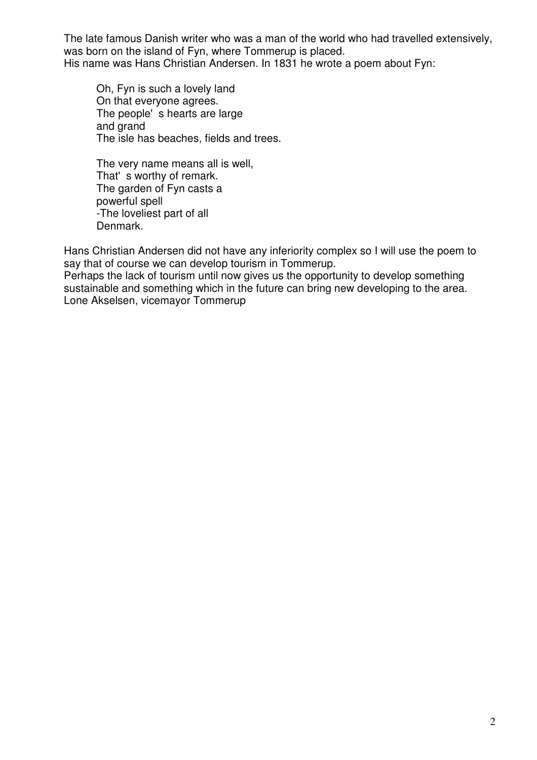The late famous Danish writer who was a man of the world who had travelled extensively, was born on the island of Fyn, where Tommerup is placed.
His name was Hans Christian Andersen. In 1831 he wrote a poem about Fyn:

> Oh, Fyn is such a lovely land
> On that everyone agrees.
> The people' s hearts are large
> and grand
> The isle has beaches, fields and trees.
>
> The very name means all is well,
> That' s worthy of remark.
> The garden of Fyn casts a
> powerful spell
> -The loveliest part of all
> Denmark.

Hans Christian Andersen did not have any inferiority complex so I will use the poem to say that of course we can develop tourism in Tommerup.
Perhaps the lack of tourism until now gives us the opportunity to develop something sustainable and something which in the future can bring new developing to the area.
Lone Akselsen, vicemayor Tommerup